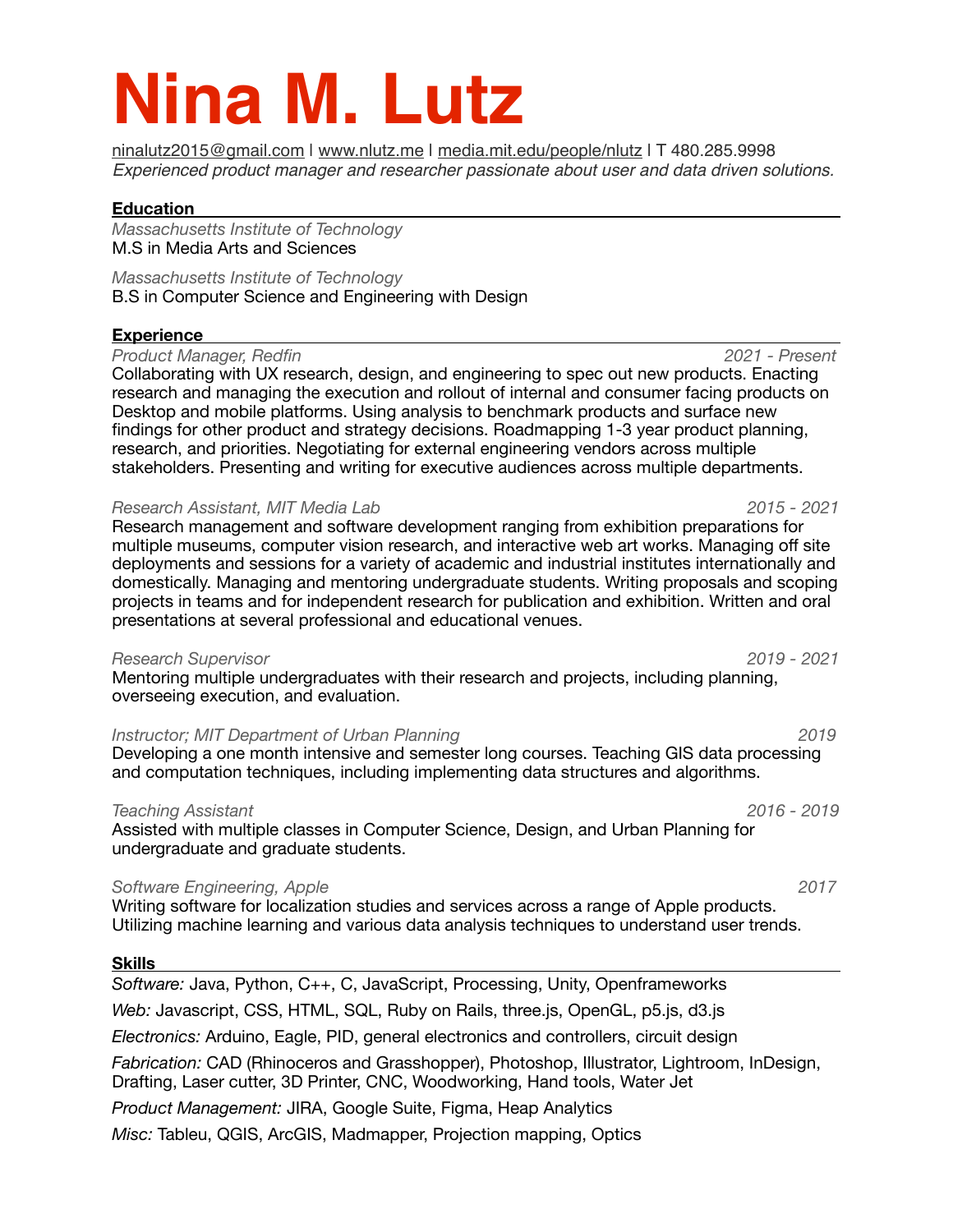# Nina M. Lutz

ninalutz2015@gmail.com | www.nlutz.me | media.mit.edu/people/nlutz | T 480.285.9998

*Experienced product manager and researcher passionate about user and data driven solutions.*

## Education

*Massachusetts Institute of Technology*
M.S in Media Arts and Sciences

*Massachusetts Institute of Technology*
B.S in Computer Science and Engineering with Design

## Experience

*Product Manager, Redfin* — *2021 - Present*

Collaborating with UX research, design, and engineering to spec out new products. Enacting research and managing the execution and rollout of internal and consumer facing products on Desktop and mobile platforms. Using analysis to benchmark products and surface new findings for other product and strategy decisions. Roadmapping 1-3 year product planning, research, and priorities. Negotiating for external engineering vendors across multiple stakeholders. Presenting and writing for executive audiences across multiple departments.

*Research Assistant, MIT Media Lab* — *2015 - 2021*

Research management and software development ranging from exhibition preparations for multiple museums, computer vision research, and interactive web art works. Managing off site deployments and sessions for a variety of academic and industrial institutes internationally and domestically. Managing and mentoring undergraduate students. Writing proposals and scoping projects in teams and for independent research for publication and exhibition. Written and oral presentations at several professional and educational venues.

*Research Supervisor* — *2019 - 2021*

Mentoring multiple undergraduates with their research and projects, including planning, overseeing execution, and evaluation.

*Instructor; MIT Department of Urban Planning* — *2019*

Developing a one month intensive and semester long courses. Teaching GIS data processing and computation techniques, including implementing data structures and algorithms.

*Teaching Assistant* — *2016 - 2019*

Assisted with multiple classes in Computer Science, Design, and Urban Planning for undergraduate and graduate students.

*Software Engineering, Apple* — *2017*

Writing software for localization studies and services across a range of Apple products. Utilizing machine learning and various data analysis techniques to understand user trends.

## Skills

*Software:* Java, Python, C++, C, JavaScript, Processing, Unity, Openframeworks

*Web:* Javascript, CSS, HTML, SQL, Ruby on Rails, three.js, OpenGL, p5.js, d3.js

*Electronics:* Arduino, Eagle, PID, general electronics and controllers, circuit design

*Fabrication:* CAD (Rhinoceros and Grasshopper), Photoshop, Illustrator, Lightroom, InDesign, Drafting, Laser cutter, 3D Printer, CNC, Woodworking, Hand tools, Water Jet

*Product Management:* JIRA, Google Suite, Figma, Heap Analytics

*Misc:* Tableu, QGIS, ArcGIS, Madmapper, Projection mapping, Optics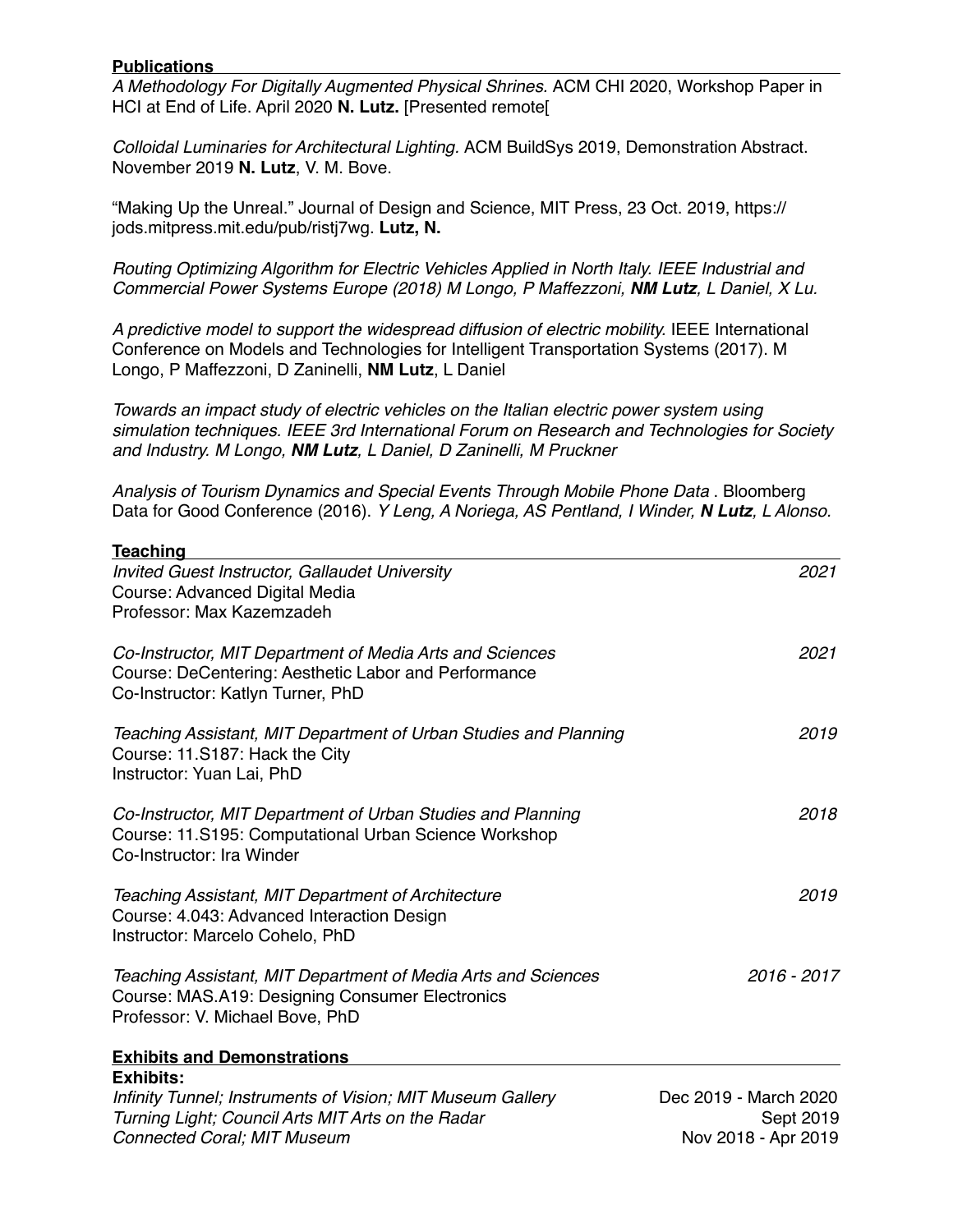## Publications

*A Methodology For Digitally Augmented Physical Shrines.* ACM CHI 2020, Workshop Paper in HCI at End of Life. April 2020 **N. Lutz.** [Presented remote[

*Colloidal Luminaries for Architectural Lighting.* ACM BuildSys 2019, Demonstration Abstract. November 2019 **N. Lutz**, V. M. Bove.

“Making Up the Unreal.” Journal of Design and Science, MIT Press, 23 Oct. 2019, https://jods.mitpress.mit.edu/pub/ristj7wg. **Lutz, N.**

*Routing Optimizing Algorithm for Electric Vehicles Applied in North Italy. IEEE Industrial and Commercial Power Systems Europe (2018) M Longo, P Maffezzoni, **NM Lutz**, L Daniel, X Lu.*

*A predictive model to support the widespread diffusion of electric mobility.* IEEE International Conference on Models and Technologies for Intelligent Transportation Systems (2017). M Longo, P Maffezzoni, D Zaninelli, **NM Lutz**, L Daniel

*Towards an impact study of electric vehicles on the Italian electric power system using simulation techniques. IEEE 3rd International Forum on Research and Technologies for Society and Industry. M Longo, **NM Lutz**, L Daniel, D Zaninelli, M Pruckner*

*Analysis of Tourism Dynamics and Special Events Through Mobile Phone Data* . Bloomberg Data for Good Conference (2016). *Y Leng, A Noriega, AS Pentland, I Winder, **N Lutz**, L Alonso.*

## Teaching

*Invited Guest Instructor, Gallaudet University* — *2021*
Course: Advanced Digital Media
Professor: Max Kazemzadeh

*Co-Instructor, MIT Department of Media Arts and Sciences* — *2021*
Course: DeCentering: Aesthetic Labor and Performance
Co-Instructor: Katlyn Turner, PhD

*Teaching Assistant, MIT Department of Urban Studies and Planning* — *2019*
Course: 11.S187: Hack the City
Instructor: Yuan Lai, PhD

*Co-Instructor, MIT Department of Urban Studies and Planning* — *2018*
Course: 11.S195: Computational Urban Science Workshop
Co-Instructor: Ira Winder

*Teaching Assistant, MIT Department of Architecture* — *2019*
Course: 4.043: Advanced Interaction Design
Instructor: Marcelo Cohelo, PhD

*Teaching Assistant, MIT Department of Media Arts and Sciences* — *2016 - 2017*
Course: MAS.A19: Designing Consumer Electronics
Professor: V. Michael Bove, PhD

## Exhibits and Demonstrations

**Exhibits:**

*Infinity Tunnel; Instruments of Vision; MIT Museum Gallery* — Dec 2019 - March 2020
*Turning Light; Council Arts MIT Arts on the Radar* — Sept 2019
*Connected Coral; MIT Museum* — Nov 2018 - Apr 2019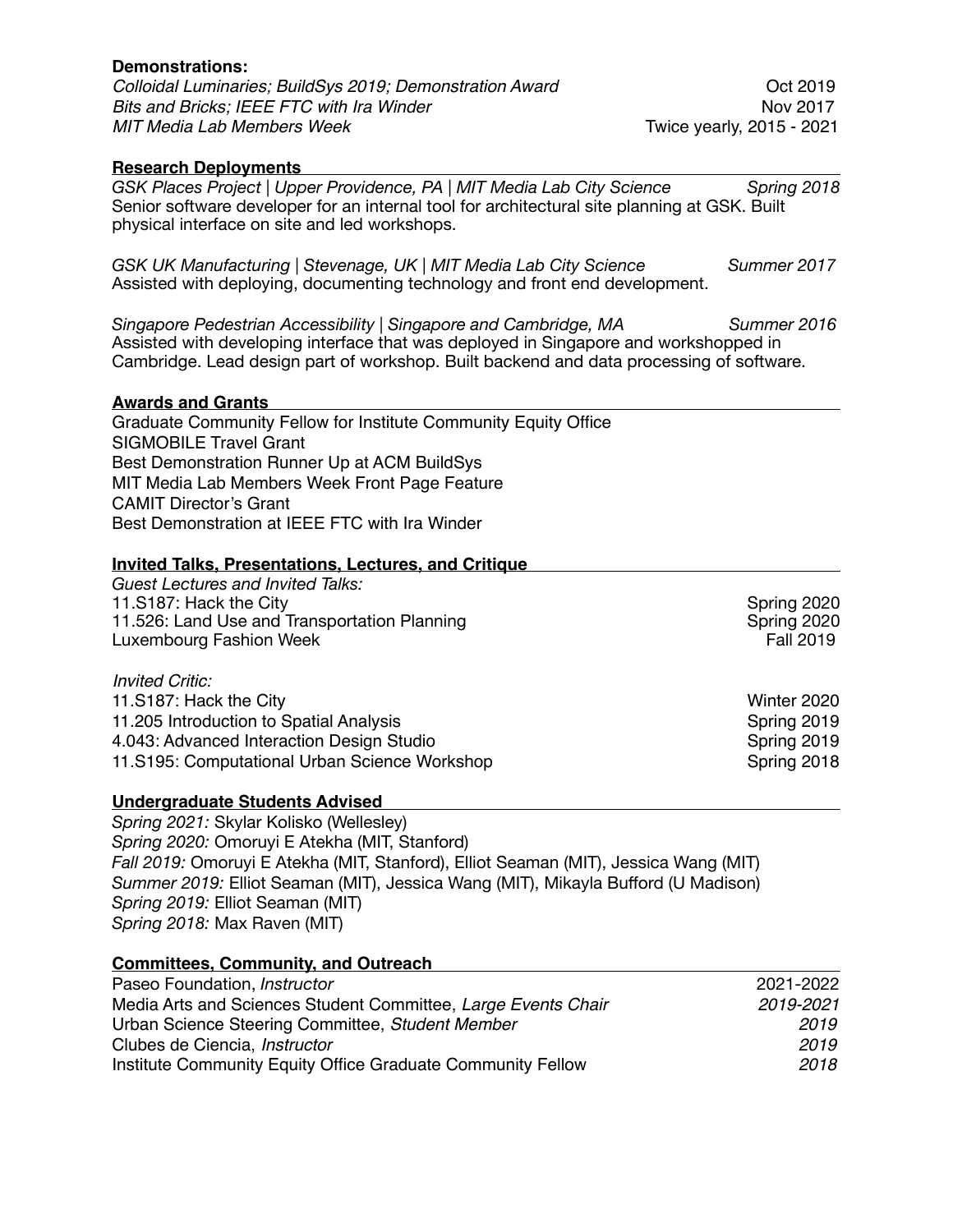**Demonstrations:**

*Colloidal Luminaries; BuildSys 2019; Demonstration Award* — Oct 2019
*Bits and Bricks; IEEE FTC with Ira Winder* — Nov 2017
*MIT Media Lab Members Week* — Twice yearly, 2015 - 2021

## Research Deployments

*GSK Places Project | Upper Providence, PA | MIT Media Lab City Science* — *Spring 2018*
Senior software developer for an internal tool for architectural site planning at GSK. Built physical interface on site and led workshops.

*GSK UK Manufacturing | Stevenage, UK | MIT Media Lab City Science* — *Summer 2017*
Assisted with deploying, documenting technology and front end development.

*Singapore Pedestrian Accessibility | Singapore and Cambridge, MA* — *Summer 2016*
Assisted with developing interface that was deployed in Singapore and workshopped in Cambridge. Lead design part of workshop. Built backend and data processing of software.

## Awards and Grants

Graduate Community Fellow for Institute Community Equity Office
SIGMOBILE Travel Grant
Best Demonstration Runner Up at ACM BuildSys
MIT Media Lab Members Week Front Page Feature
CAMIT Director's Grant
Best Demonstration at IEEE FTC with Ira Winder

## Invited Talks, Presentations, Lectures, and Critique

*Guest Lectures and Invited Talks:*

11.S187: Hack the City — Spring 2020
11.526: Land Use and Transportation Planning — Spring 2020
Luxembourg Fashion Week — Fall 2019

*Invited Critic:*

11.S187: Hack the City — Winter 2020
11.205 Introduction to Spatial Analysis — Spring 2019
4.043: Advanced Interaction Design Studio — Spring 2019
11.S195: Computational Urban Science Workshop — Spring 2018

## Undergraduate Students Advised

*Spring 2021:* Skylar Kolisko (Wellesley)
*Spring 2020:* Omoruyi E Atekha (MIT, Stanford)
*Fall 2019:* Omoruyi E Atekha (MIT, Stanford), Elliot Seaman (MIT), Jessica Wang (MIT)
*Summer 2019:* Elliot Seaman (MIT), Jessica Wang (MIT), Mikayla Bufford (U Madison)
*Spring 2019:* Elliot Seaman (MIT)
*Spring 2018:* Max Raven (MIT)

## Committees, Community, and Outreach

Paseo Foundation, *Instructor* — 2021-2022
Media Arts and Sciences Student Committee, *Large Events Chair* — *2019-2021*
Urban Science Steering Committee, *Student Member* — *2019*
Clubes de Ciencia, *Instructor* — *2019*
Institute Community Equity Office Graduate Community Fellow — *2018*